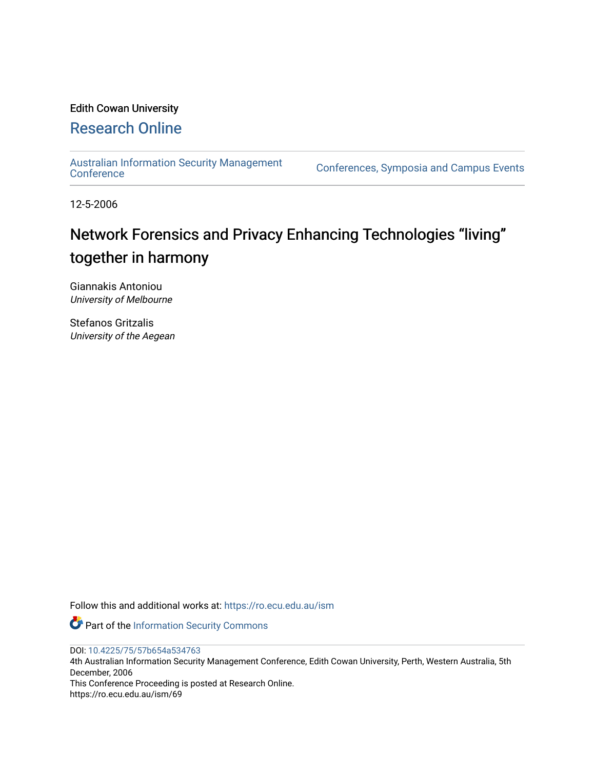Edith Cowan University

# Research Online

Australian Information Security Management Conference | Conferences, Symposia and Campus Events

12-5-2006

# Network Forensics and Privacy Enhancing Technologies "living" together in harmony

Giannakis Antoniou
*University of Melbourne*

Stefanos Gritzalis
*University of the Aegean*

Follow this and additional works at: https://ro.ecu.edu.au/ism

Part of the Information Security Commons

DOI: 10.4225/75/57b654a534763
4th Australian Information Security Management Conference, Edith Cowan University, Perth, Western Australia, 5th December, 2006
This Conference Proceeding is posted at Research Online.
https://ro.ecu.edu.au/ism/69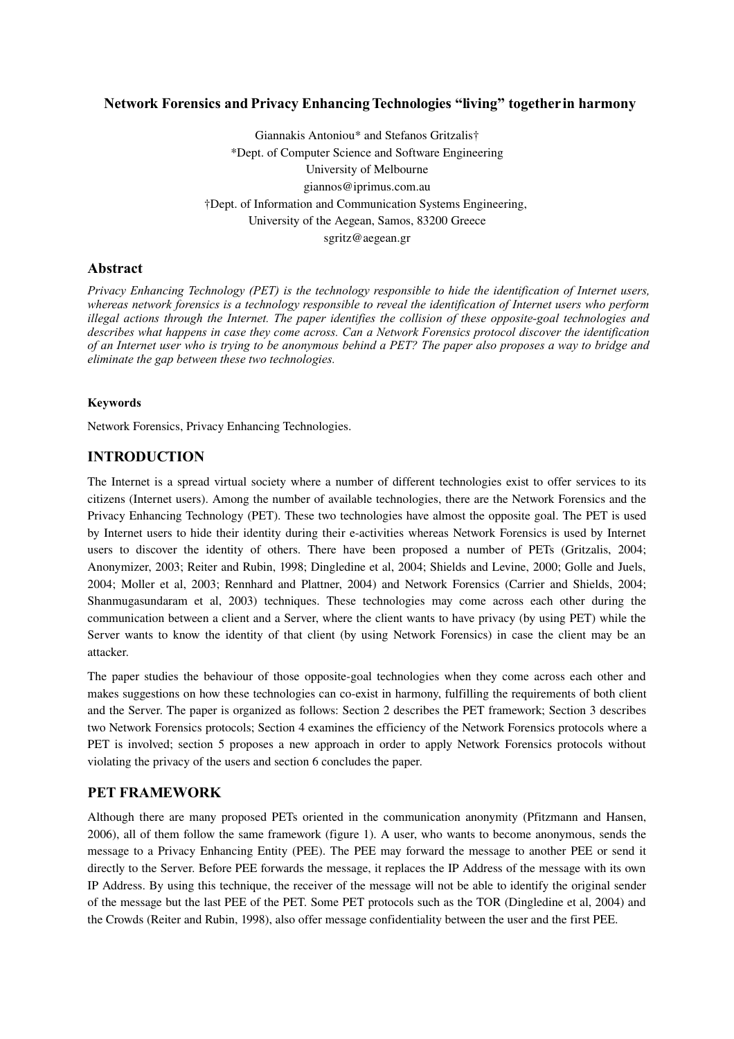# Network Forensics and Privacy Enhancing Technologies "living" together in harmony

Giannakis Antoniou* and Stefanos Gritzalis†

*Dept. of Computer Science and Software Engineering  
University of Melbourne  
giannos@iprimus.com.au

†Dept. of Information and Communication Systems Engineering,  
University of the Aegean, Samos, 83200 Greece  
sgritz@aegean.gr

## Abstract

*Privacy Enhancing Technology (PET) is the technology responsible to hide the identification of Internet users, whereas network forensics is a technology responsible to reveal the identification of Internet users who perform illegal actions through the Internet. The paper identifies the collision of these opposite-goal technologies and describes what happens in case they come across. Can a Network Forensics protocol discover the identification of an Internet user who is trying to be anonymous behind a PET? The paper also proposes a way to bridge and eliminate the gap between these two technologies.*

#### Keywords

Network Forensics, Privacy Enhancing Technologies.

## INTRODUCTION

The Internet is a spread virtual society where a number of different technologies exist to offer services to its citizens (Internet users). Among the number of available technologies, there are the Network Forensics and the Privacy Enhancing Technology (PET). These two technologies have almost the opposite goal. The PET is used by Internet users to hide their identity during their e-activities whereas Network Forensics is used by Internet users to discover the identity of others. There have been proposed a number of PETs (Gritzalis, 2004; Anonymizer, 2003; Reiter and Rubin, 1998; Dingledine et al, 2004; Shields and Levine, 2000; Golle and Juels, 2004; Moller et al, 2003; Rennhard and Plattner, 2004) and Network Forensics (Carrier and Shields, 2004; Shanmugasundaram et al, 2003) techniques. These technologies may come across each other during the communication between a client and a Server, where the client wants to have privacy (by using PET) while the Server wants to know the identity of that client (by using Network Forensics) in case the client may be an attacker.

The paper studies the behaviour of those opposite-goal technologies when they come across each other and makes suggestions on how these technologies can co-exist in harmony, fulfilling the requirements of both client and the Server. The paper is organized as follows: Section 2 describes the PET framework; Section 3 describes two Network Forensics protocols; Section 4 examines the efficiency of the Network Forensics protocols where a PET is involved; section 5 proposes a new approach in order to apply Network Forensics protocols without violating the privacy of the users and section 6 concludes the paper.

## PET FRAMEWORK

Although there are many proposed PETs oriented in the communication anonymity (Pfitzmann and Hansen, 2006), all of them follow the same framework (figure 1). A user, who wants to become anonymous, sends the message to a Privacy Enhancing Entity (PEE). The PEE may forward the message to another PEE or send it directly to the Server. Before PEE forwards the message, it replaces the IP Address of the message with its own IP Address. By using this technique, the receiver of the message will not be able to identify the original sender of the message but the last PEE of the PET. Some PET protocols such as the TOR (Dingledine et al, 2004) and the Crowds (Reiter and Rubin, 1998), also offer message confidentiality between the user and the first PEE.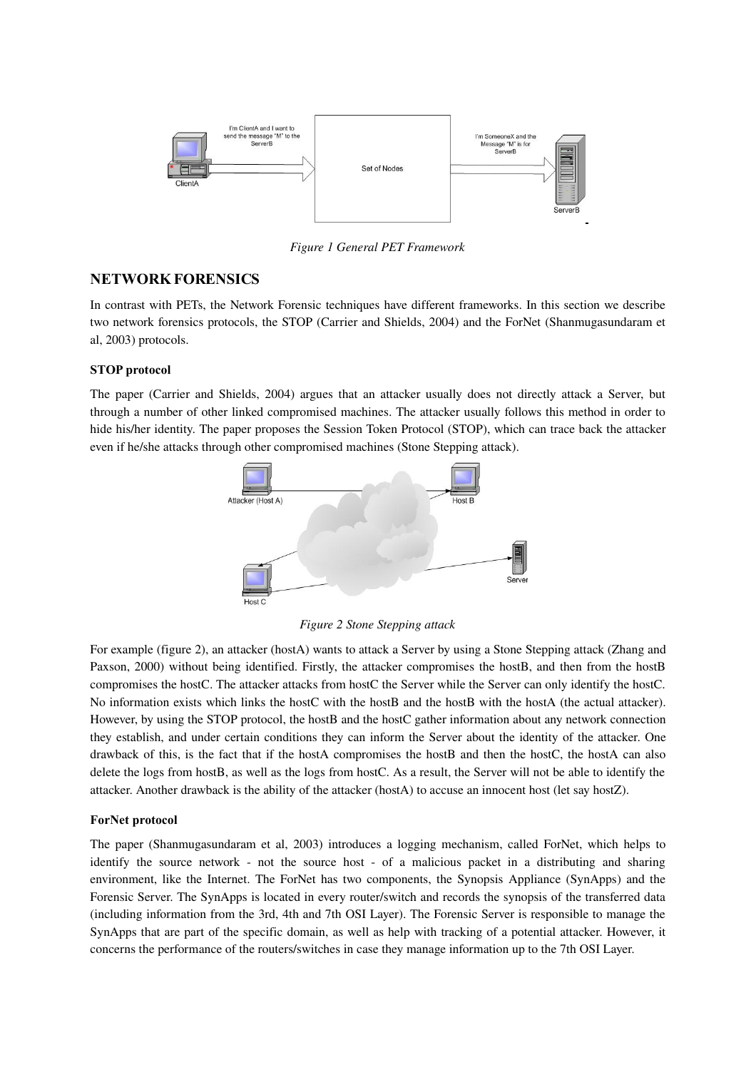*Figure 1 General PET Framework*

## NETWORK FORENSICS

In contrast with PETs, the Network Forensic techniques have different frameworks. In this section we describe two network forensics protocols, the STOP (Carrier and Shields, 2004) and the ForNet (Shanmugasundaram et al, 2003) protocols.

### STOP protocol

The paper (Carrier and Shields, 2004) argues that an attacker usually does not directly attack a Server, but through a number of other linked compromised machines. The attacker usually follows this method in order to hide his/her identity. The paper proposes the Session Token Protocol (STOP), which can trace back the attacker even if he/she attacks through other compromised machines (Stone Stepping attack).

*Figure 2 Stone Stepping attack*

For example (figure 2), an attacker (hostA) wants to attack a Server by using a Stone Stepping attack (Zhang and Paxson, 2000) without being identified. Firstly, the attacker compromises the hostB, and then from the hostB compromises the hostC. The attacker attacks from hostC the Server while the Server can only identify the hostC. No information exists which links the hostC with the hostB and the hostB with the hostA (the actual attacker). However, by using the STOP protocol, the hostB and the hostC gather information about any network connection they establish, and under certain conditions they can inform the Server about the identity of the attacker. One drawback of this, is the fact that if the hostA compromises the hostB and then the hostC, the hostA can also delete the logs from hostB, as well as the logs from hostC. As a result, the Server will not be able to identify the attacker. Another drawback is the ability of the attacker (hostA) to accuse an innocent host (let say hostZ).

### ForNet protocol

The paper (Shanmugasundaram et al, 2003) introduces a logging mechanism, called ForNet, which helps to identify the source network - not the source host - of a malicious packet in a distributing and sharing environment, like the Internet. The ForNet has two components, the Synopsis Appliance (SynApps) and the Forensic Server. The SynApps is located in every router/switch and records the synopsis of the transferred data (including information from the 3rd, 4th and 7th OSI Layer). The Forensic Server is responsible to manage the SynApps that are part of the specific domain, as well as help with tracking of a potential attacker. However, it concerns the performance of the routers/switches in case they manage information up to the 7th OSI Layer.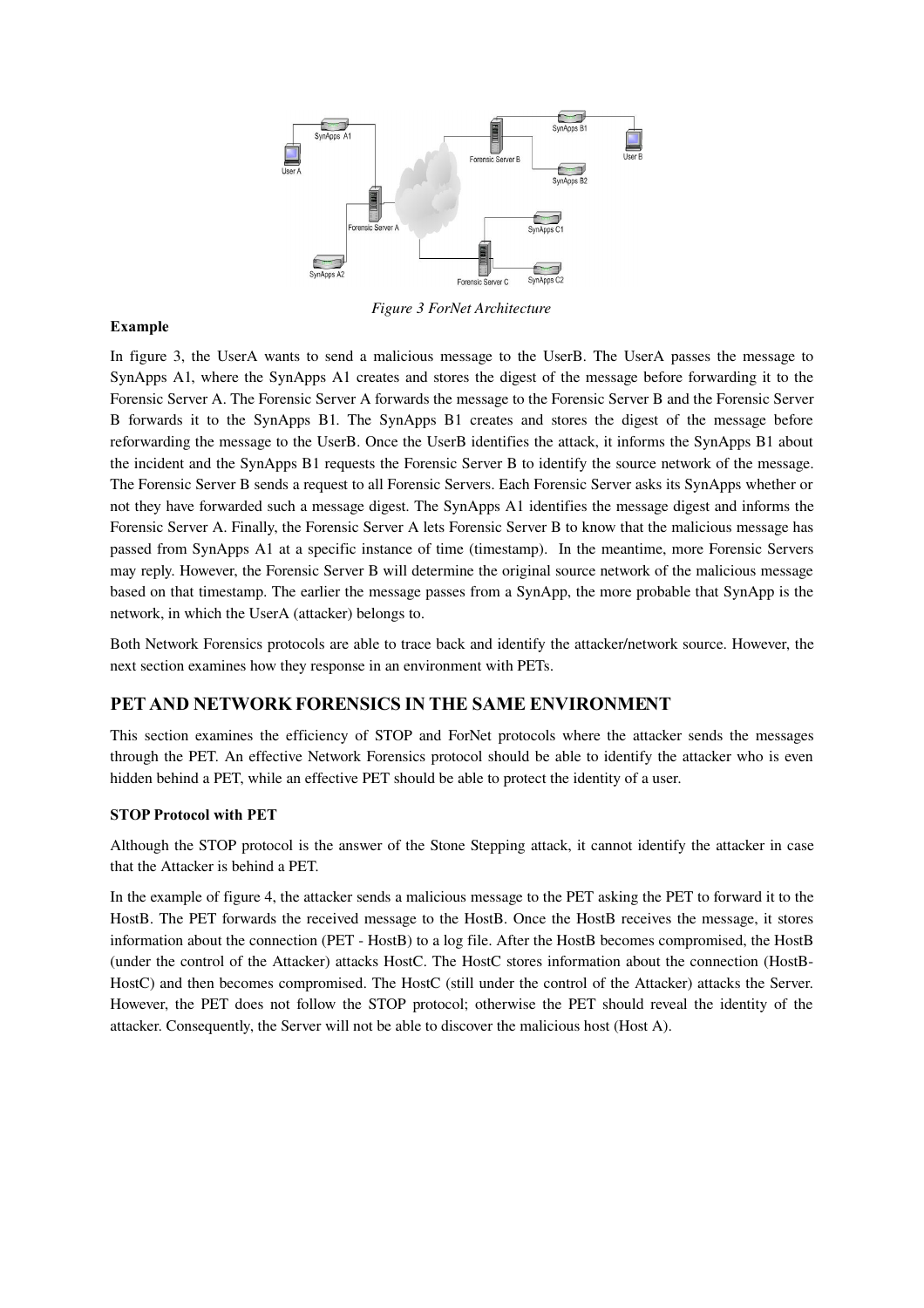*Figure 3 ForNet Architecture*

**Example**

In figure 3, the UserA wants to send a malicious message to the UserB. The UserA passes the message to SynApps A1, where the SynApps A1 creates and stores the digest of the message before forwarding it to the Forensic Server A. The Forensic Server A forwards the message to the Forensic Server B and the Forensic Server B forwards it to the SynApps B1. The SynApps B1 creates and stores the digest of the message before reforwarding the message to the UserB. Once the UserB identifies the attack, it informs the SynApps B1 about the incident and the SynApps B1 requests the Forensic Server B to identify the source network of the message. The Forensic Server B sends a request to all Forensic Servers. Each Forensic Server asks its SynApps whether or not they have forwarded such a message digest. The SynApps A1 identifies the message digest and informs the Forensic Server A. Finally, the Forensic Server A lets Forensic Server B to know that the malicious message has passed from SynApps A1 at a specific instance of time (timestamp). In the meantime, more Forensic Servers may reply. However, the Forensic Server B will determine the original source network of the malicious message based on that timestamp. The earlier the message passes from a SynApp, the more probable that SynApp is the network, in which the UserA (attacker) belongs to.

Both Network Forensics protocols are able to trace back and identify the attacker/network source. However, the next section examines how they response in an environment with PETs.

## PET AND NETWORK FORENSICS IN THE SAME ENVIRONMENT

This section examines the efficiency of STOP and ForNet protocols where the attacker sends the messages through the PET. An effective Network Forensics protocol should be able to identify the attacker who is even hidden behind a PET, while an effective PET should be able to protect the identity of a user.

### STOP Protocol with PET

Although the STOP protocol is the answer of the Stone Stepping attack, it cannot identify the attacker in case that the Attacker is behind a PET.

In the example of figure 4, the attacker sends a malicious message to the PET asking the PET to forward it to the HostB. The PET forwards the received message to the HostB. Once the HostB receives the message, it stores information about the connection (PET - HostB) to a log file. After the HostB becomes compromised, the HostB (under the control of the Attacker) attacks HostC. The HostC stores information about the connection (HostB-HostC) and then becomes compromised. The HostC (still under the control of the Attacker) attacks the Server. However, the PET does not follow the STOP protocol; otherwise the PET should reveal the identity of the attacker. Consequently, the Server will not be able to discover the malicious host (Host A).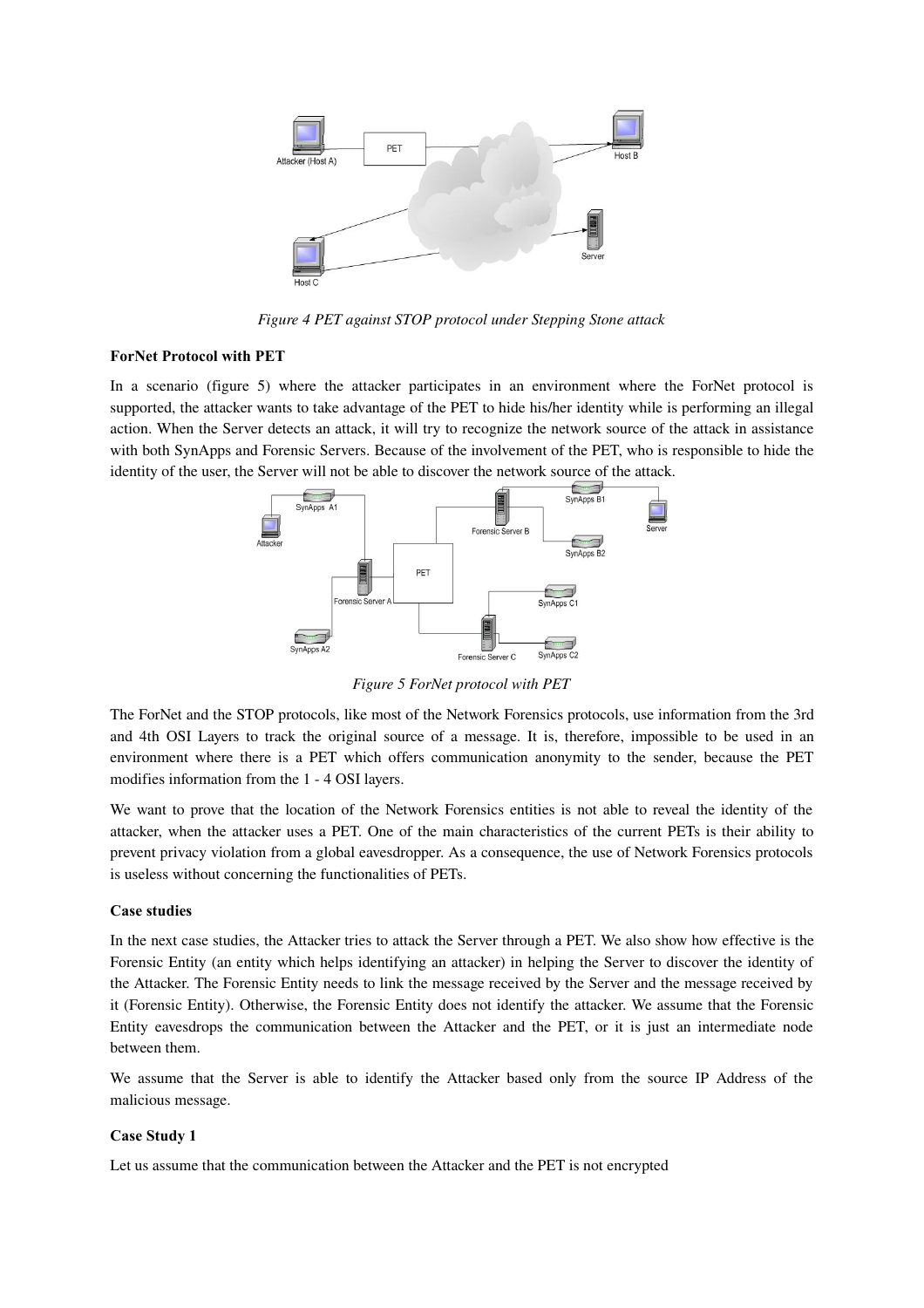*Figure 4 PET against STOP protocol under Stepping Stone attack*

**ForNet Protocol with PET**

In a scenario (figure 5) where the attacker participates in an environment where the ForNet protocol is supported, the attacker wants to take advantage of the PET to hide his/her identity while is performing an illegal action. When the Server detects an attack, it will try to recognize the network source of the attack in assistance with both SynApps and Forensic Servers. Because of the involvement of the PET, who is responsible to hide the identity of the user, the Server will not be able to discover the network source of the attack.

*Figure 5 ForNet protocol with PET*

The ForNet and the STOP protocols, like most of the Network Forensics protocols, use information from the 3rd and 4th OSI Layers to track the original source of a message. It is, therefore, impossible to be used in an environment where there is a PET which offers communication anonymity to the sender, because the PET modifies information from the 1 - 4 OSI layers.

We want to prove that the location of the Network Forensics entities is not able to reveal the identity of the attacker, when the attacker uses a PET. One of the main characteristics of the current PETs is their ability to prevent privacy violation from a global eavesdropper. As a consequence, the use of Network Forensics protocols is useless without concerning the functionalities of PETs.

**Case studies**

In the next case studies, the Attacker tries to attack the Server through a PET. We also show how effective is the Forensic Entity (an entity which helps identifying an attacker) in helping the Server to discover the identity of the Attacker. The Forensic Entity needs to link the message received by the Server and the message received by it (Forensic Entity). Otherwise, the Forensic Entity does not identify the attacker. We assume that the Forensic Entity eavesdrops the communication between the Attacker and the PET, or it is just an intermediate node between them.

We assume that the Server is able to identify the Attacker based only from the source IP Address of the malicious message.

**Case Study 1**

Let us assume that the communication between the Attacker and the PET is not encrypted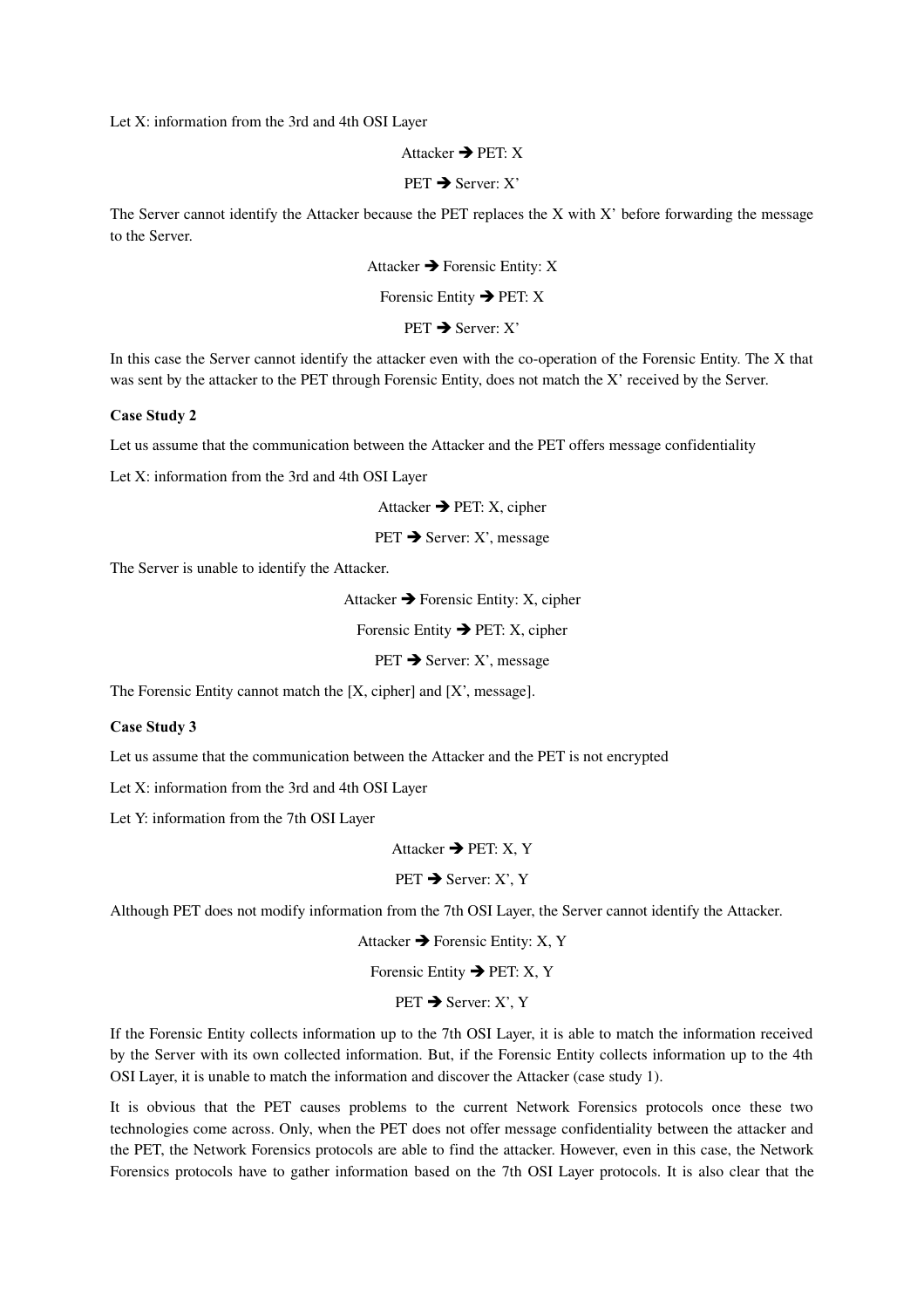Let X: information from the 3rd and 4th OSI Layer

Attacker ➔ PET: X

PET ➔ Server: X’

The Server cannot identify the Attacker because the PET replaces the X with X’ before forwarding the message to the Server.

Attacker ➔ Forensic Entity: X

Forensic Entity ➔ PET: X

PET ➔ Server: X’

In this case the Server cannot identify the attacker even with the co-operation of the Forensic Entity. The X that was sent by the attacker to the PET through Forensic Entity, does not match the X’ received by the Server.

**Case Study 2**

Let us assume that the communication between the Attacker and the PET offers message confidentiality

Let X: information from the 3rd and 4th OSI Layer

Attacker ➔ PET: X, cipher

PET ➔ Server: X’, message

The Server is unable to identify the Attacker.

Attacker ➔ Forensic Entity: X, cipher

Forensic Entity ➔ PET: X, cipher

PET ➔ Server: X’, message

The Forensic Entity cannot match the [X, cipher] and [X’, message].

**Case Study 3**

Let us assume that the communication between the Attacker and the PET is not encrypted

Let X: information from the 3rd and 4th OSI Layer

Let Y: information from the 7th OSI Layer

Attacker ➔ PET: X, Y

PET ➔ Server: X’, Y

Although PET does not modify information from the 7th OSI Layer, the Server cannot identify the Attacker.

Attacker ➔ Forensic Entity: X, Y

Forensic Entity ➔ PET: X, Y

PET ➔ Server: X’, Y

If the Forensic Entity collects information up to the 7th OSI Layer, it is able to match the information received by the Server with its own collected information. But, if the Forensic Entity collects information up to the 4th OSI Layer, it is unable to match the information and discover the Attacker (case study 1).

It is obvious that the PET causes problems to the current Network Forensics protocols once these two technologies come across. Only, when the PET does not offer message confidentiality between the attacker and the PET, the Network Forensics protocols are able to find the attacker. However, even in this case, the Network Forensics protocols have to gather information based on the 7th OSI Layer protocols. It is also clear that the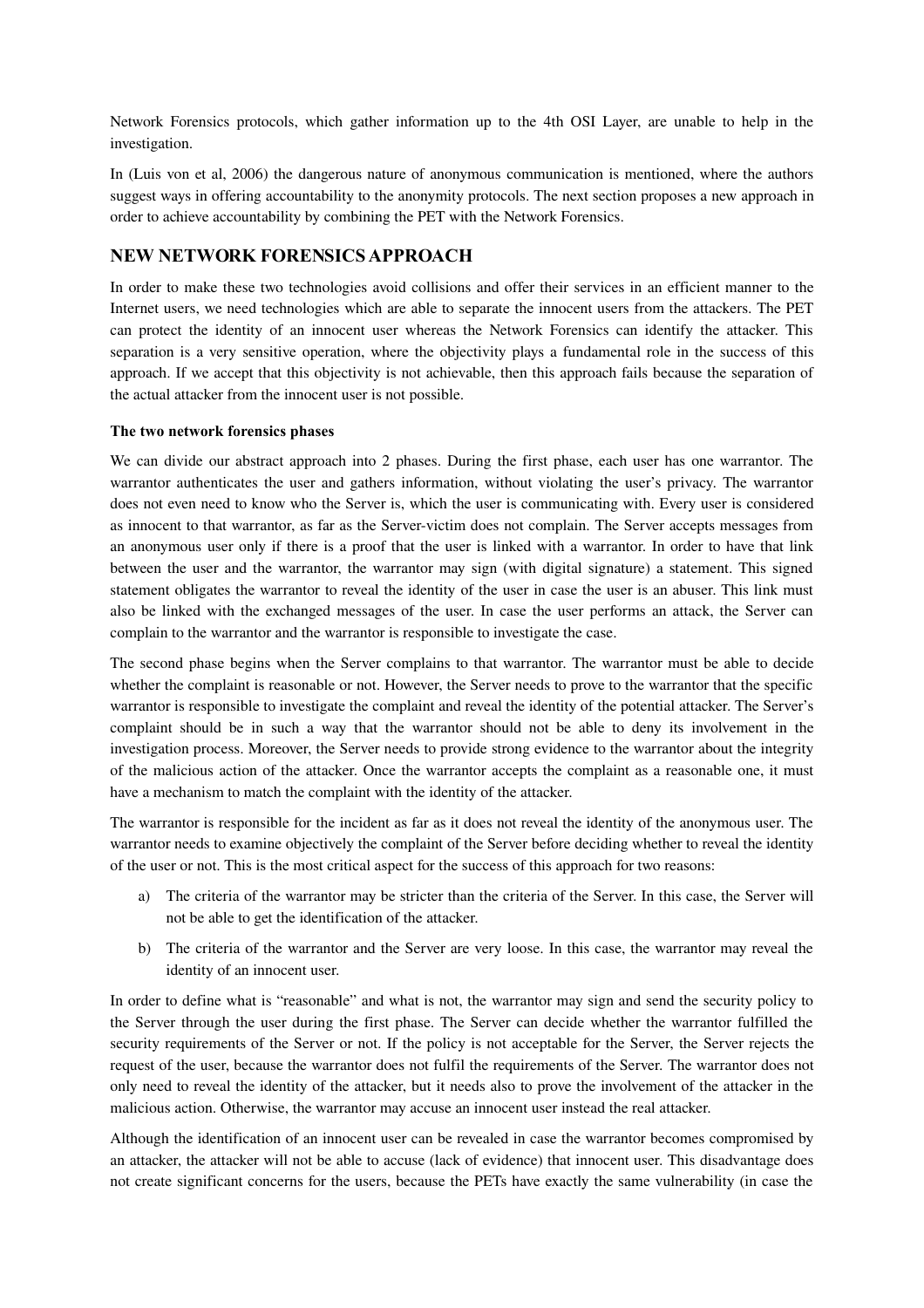Network Forensics protocols, which gather information up to the 4th OSI Layer, are unable to help in the investigation.

In (Luis von et al, 2006) the dangerous nature of anonymous communication is mentioned, where the authors suggest ways in offering accountability to the anonymity protocols. The next section proposes a new approach in order to achieve accountability by combining the PET with the Network Forensics.

## NEW NETWORK FORENSICS APPROACH

In order to make these two technologies avoid collisions and offer their services in an efficient manner to the Internet users, we need technologies which are able to separate the innocent users from the attackers. The PET can protect the identity of an innocent user whereas the Network Forensics can identify the attacker. This separation is a very sensitive operation, where the objectivity plays a fundamental role in the success of this approach. If we accept that this objectivity is not achievable, then this approach fails because the separation of the actual attacker from the innocent user is not possible.

### The two network forensics phases

We can divide our abstract approach into 2 phases. During the first phase, each user has one warrantor. The warrantor authenticates the user and gathers information, without violating the user's privacy. The warrantor does not even need to know who the Server is, which the user is communicating with. Every user is considered as innocent to that warrantor, as far as the Server-victim does not complain. The Server accepts messages from an anonymous user only if there is a proof that the user is linked with a warrantor. In order to have that link between the user and the warrantor, the warrantor may sign (with digital signature) a statement. This signed statement obligates the warrantor to reveal the identity of the user in case the user is an abuser. This link must also be linked with the exchanged messages of the user. In case the user performs an attack, the Server can complain to the warrantor and the warrantor is responsible to investigate the case.

The second phase begins when the Server complains to that warrantor. The warrantor must be able to decide whether the complaint is reasonable or not. However, the Server needs to prove to the warrantor that the specific warrantor is responsible to investigate the complaint and reveal the identity of the potential attacker. The Server's complaint should be in such a way that the warrantor should not be able to deny its involvement in the investigation process. Moreover, the Server needs to provide strong evidence to the warrantor about the integrity of the malicious action of the attacker. Once the warrantor accepts the complaint as a reasonable one, it must have a mechanism to match the complaint with the identity of the attacker.

The warrantor is responsible for the incident as far as it does not reveal the identity of the anonymous user. The warrantor needs to examine objectively the complaint of the Server before deciding whether to reveal the identity of the user or not. This is the most critical aspect for the success of this approach for two reasons:

a) The criteria of the warrantor may be stricter than the criteria of the Server. In this case, the Server will not be able to get the identification of the attacker.

b) The criteria of the warrantor and the Server are very loose. In this case, the warrantor may reveal the identity of an innocent user.

In order to define what is "reasonable" and what is not, the warrantor may sign and send the security policy to the Server through the user during the first phase. The Server can decide whether the warrantor fulfilled the security requirements of the Server or not. If the policy is not acceptable for the Server, the Server rejects the request of the user, because the warrantor does not fulfil the requirements of the Server. The warrantor does not only need to reveal the identity of the attacker, but it needs also to prove the involvement of the attacker in the malicious action. Otherwise, the warrantor may accuse an innocent user instead the real attacker.

Although the identification of an innocent user can be revealed in case the warrantor becomes compromised by an attacker, the attacker will not be able to accuse (lack of evidence) that innocent user. This disadvantage does not create significant concerns for the users, because the PETs have exactly the same vulnerability (in case the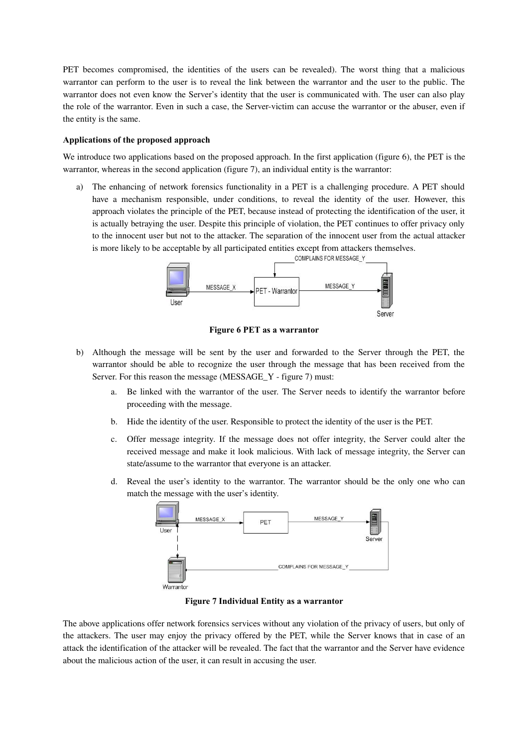PET becomes compromised, the identities of the users can be revealed). The worst thing that a malicious warrantor can perform to the user is to reveal the link between the warrantor and the user to the public. The warrantor does not even know the Server's identity that the user is communicated with. The user can also play the role of the warrantor. Even in such a case, the Server-victim can accuse the warrantor or the abuser, even if the entity is the same.

**Applications of the proposed approach**

We introduce two applications based on the proposed approach. In the first application (figure 6), the PET is the warrantor, whereas in the second application (figure 7), an individual entity is the warrantor:

a) The enhancing of network forensics functionality in a PET is a challenging procedure. A PET should have a mechanism responsible, under conditions, to reveal the identity of the user. However, this approach violates the principle of the PET, because instead of protecting the identification of the user, it is actually betraying the user. Despite this principle of violation, the PET continues to offer privacy only to the innocent user but not to the attacker. The separation of the innocent user from the actual attacker is more likely to be acceptable by all participated entities except from attackers themselves.

**Figure 6 PET as a warrantor**

b) Although the message will be sent by the user and forwarded to the Server through the PET, the warrantor should be able to recognize the user through the message that has been received from the Server. For this reason the message (MESSAGE_Y - figure 7) must:

   a. Be linked with the warrantor of the user. The Server needs to identify the warrantor before proceeding with the message.

   b. Hide the identity of the user. Responsible to protect the identity of the user is the PET.

   c. Offer message integrity. If the message does not offer integrity, the Server could alter the received message and make it look malicious. With lack of message integrity, the Server can state/assume to the warrantor that everyone is an attacker.

   d. Reveal the user's identity to the warrantor. The warrantor should be the only one who can match the message with the user's identity.

**Figure 7 Individual Entity as a warrantor**

The above applications offer network forensics services without any violation of the privacy of users, but only of the attackers. The user may enjoy the privacy offered by the PET, while the Server knows that in case of an attack the identification of the attacker will be revealed. The fact that the warrantor and the Server have evidence about the malicious action of the user, it can result in accusing the user.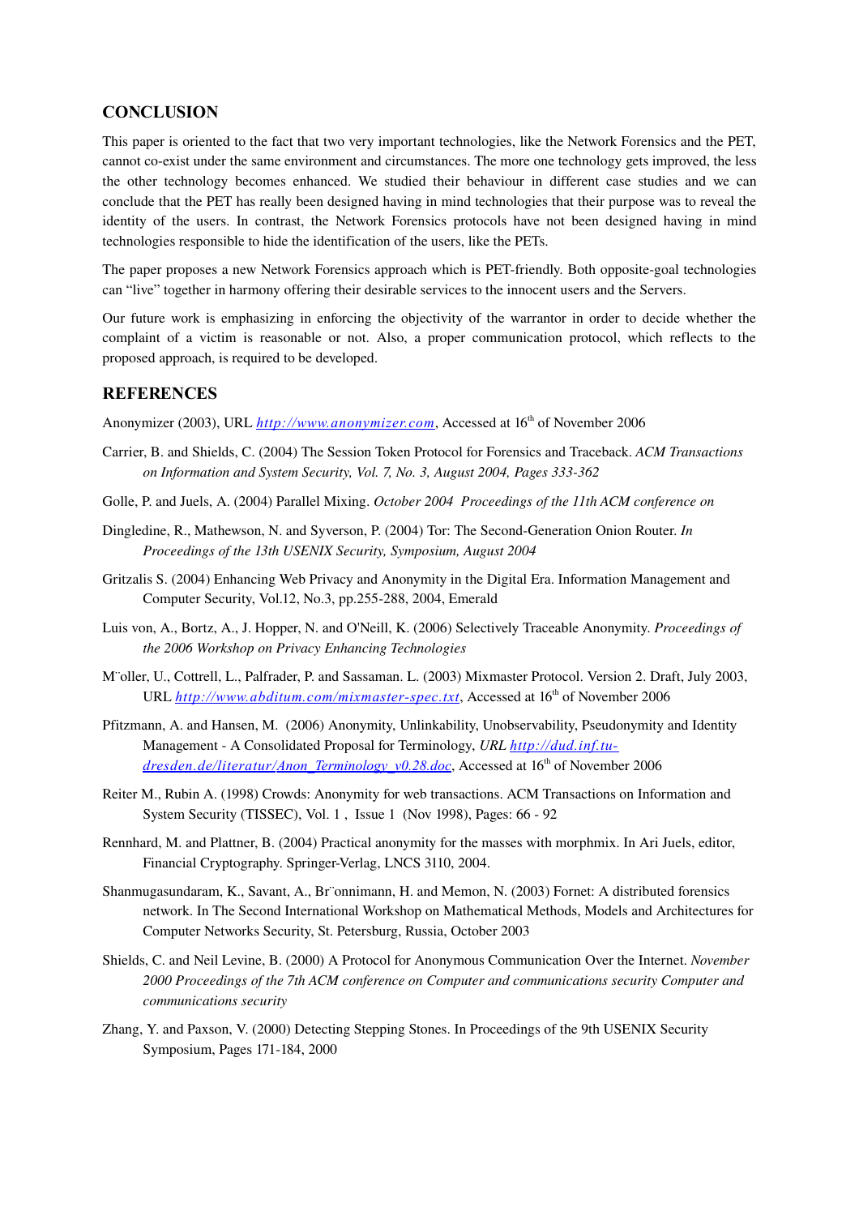## CONCLUSION

This paper is oriented to the fact that two very important technologies, like the Network Forensics and the PET, cannot co-exist under the same environment and circumstances. The more one technology gets improved, the less the other technology becomes enhanced. We studied their behaviour in different case studies and we can conclude that the PET has really been designed having in mind technologies that their purpose was to reveal the identity of the users. In contrast, the Network Forensics protocols have not been designed having in mind technologies responsible to hide the identification of the users, like the PETs.

The paper proposes a new Network Forensics approach which is PET-friendly. Both opposite-goal technologies can "live" together in harmony offering their desirable services to the innocent users and the Servers.

Our future work is emphasizing in enforcing the objectivity of the warrantor in order to decide whether the complaint of a victim is reasonable or not. Also, a proper communication protocol, which reflects to the proposed approach, is required to be developed.

## REFERENCES

Anonymizer (2003), URL http://www.anonymizer.com, Accessed at 16th of November 2006

Carrier, B. and Shields, C. (2004) The Session Token Protocol for Forensics and Traceback. *ACM Transactions on Information and System Security, Vol. 7, No. 3, August 2004, Pages 333-362*

Golle, P. and Juels, A. (2004) Parallel Mixing. *October 2004 Proceedings of the 11th ACM conference on*

Dingledine, R., Mathewson, N. and Syverson, P. (2004) Tor: The Second-Generation Onion Router. *In Proceedings of the 13th USENIX Security, Symposium, August 2004*

Gritzalis S. (2004) Enhancing Web Privacy and Anonymity in the Digital Era. Information Management and Computer Security, Vol.12, No.3, pp.255-288, 2004, Emerald

Luis von, A., Bortz, A., J. Hopper, N. and O'Neill, K. (2006) Selectively Traceable Anonymity. *Proceedings of the 2006 Workshop on Privacy Enhancing Technologies*

M¨oller, U., Cottrell, L., Palfrader, P. and Sassaman. L. (2003) Mixmaster Protocol. Version 2. Draft, July 2003, URL http://www.abditum.com/mixmaster-spec.txt, Accessed at 16th of November 2006

Pfitzmann, A. and Hansen, M. (2006) Anonymity, Unlinkability, Unobservability, Pseudonymity and Identity Management - A Consolidated Proposal for Terminology, *URL* http://dud.inf.tu-dresden.de/literatur/Anon_Terminology_v0.28.doc, Accessed at 16th of November 2006

Reiter M., Rubin A. (1998) Crowds: Anonymity for web transactions. ACM Transactions on Information and System Security (TISSEC), Vol. 1 , Issue 1 (Nov 1998), Pages: 66 - 92

Rennhard, M. and Plattner, B. (2004) Practical anonymity for the masses with morphmix. In Ari Juels, editor, Financial Cryptography. Springer-Verlag, LNCS 3110, 2004.

Shanmugasundaram, K., Savant, A., Br¨onnimann, H. and Memon, N. (2003) Fornet: A distributed forensics network. In The Second International Workshop on Mathematical Methods, Models and Architectures for Computer Networks Security, St. Petersburg, Russia, October 2003

Shields, C. and Neil Levine, B. (2000) A Protocol for Anonymous Communication Over the Internet. *November 2000 Proceedings of the 7th ACM conference on Computer and communications security Computer and communications security*

Zhang, Y. and Paxson, V. (2000) Detecting Stepping Stones. In Proceedings of the 9th USENIX Security Symposium, Pages 171-184, 2000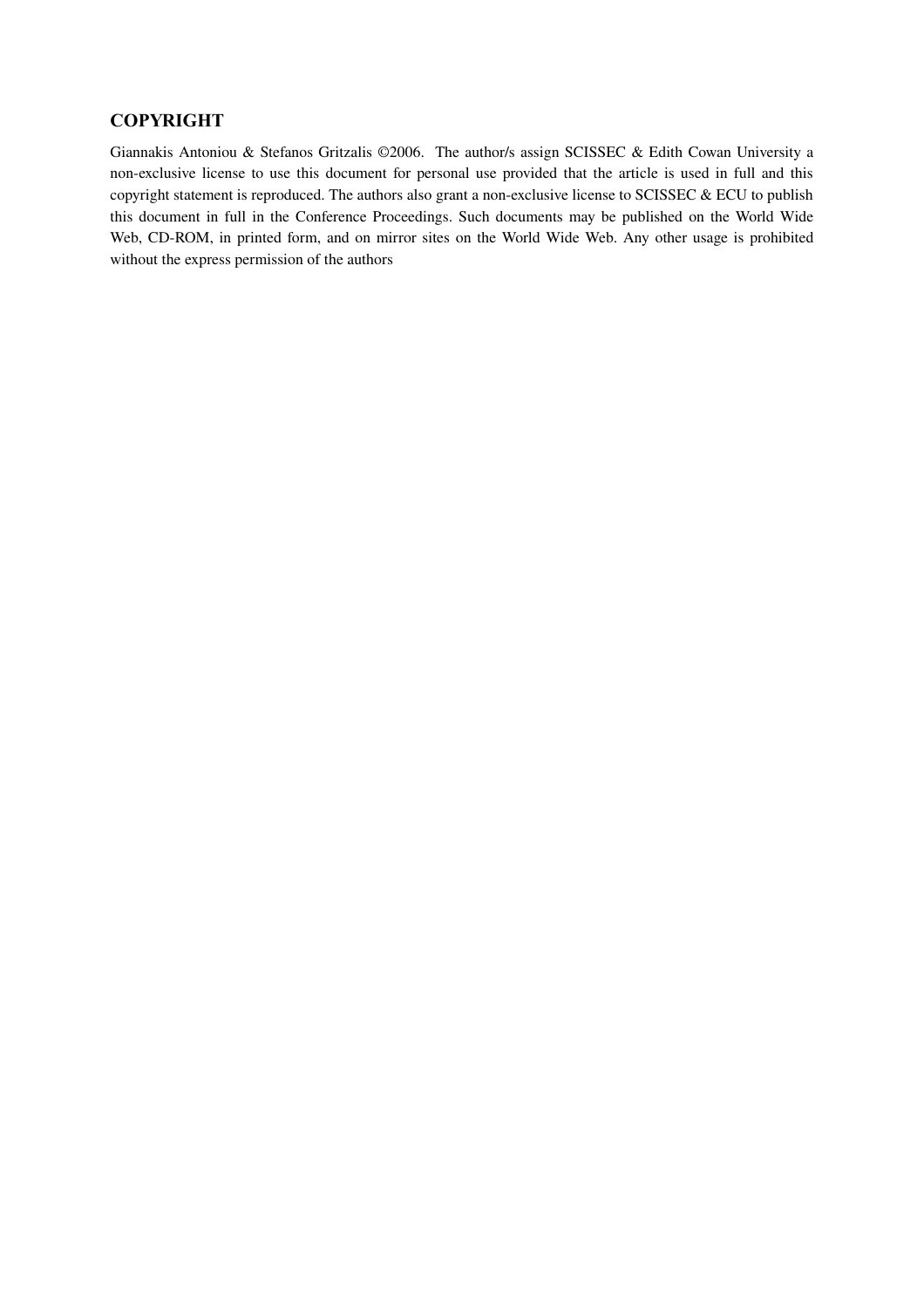## COPYRIGHT

Giannakis Antoniou & Stefanos Gritzalis ©2006. The author/s assign SCISSEC & Edith Cowan University a non-exclusive license to use this document for personal use provided that the article is used in full and this copyright statement is reproduced. The authors also grant a non-exclusive license to SCISSEC & ECU to publish this document in full in the Conference Proceedings. Such documents may be published on the World Wide Web, CD-ROM, in printed form, and on mirror sites on the World Wide Web. Any other usage is prohibited without the express permission of the authors